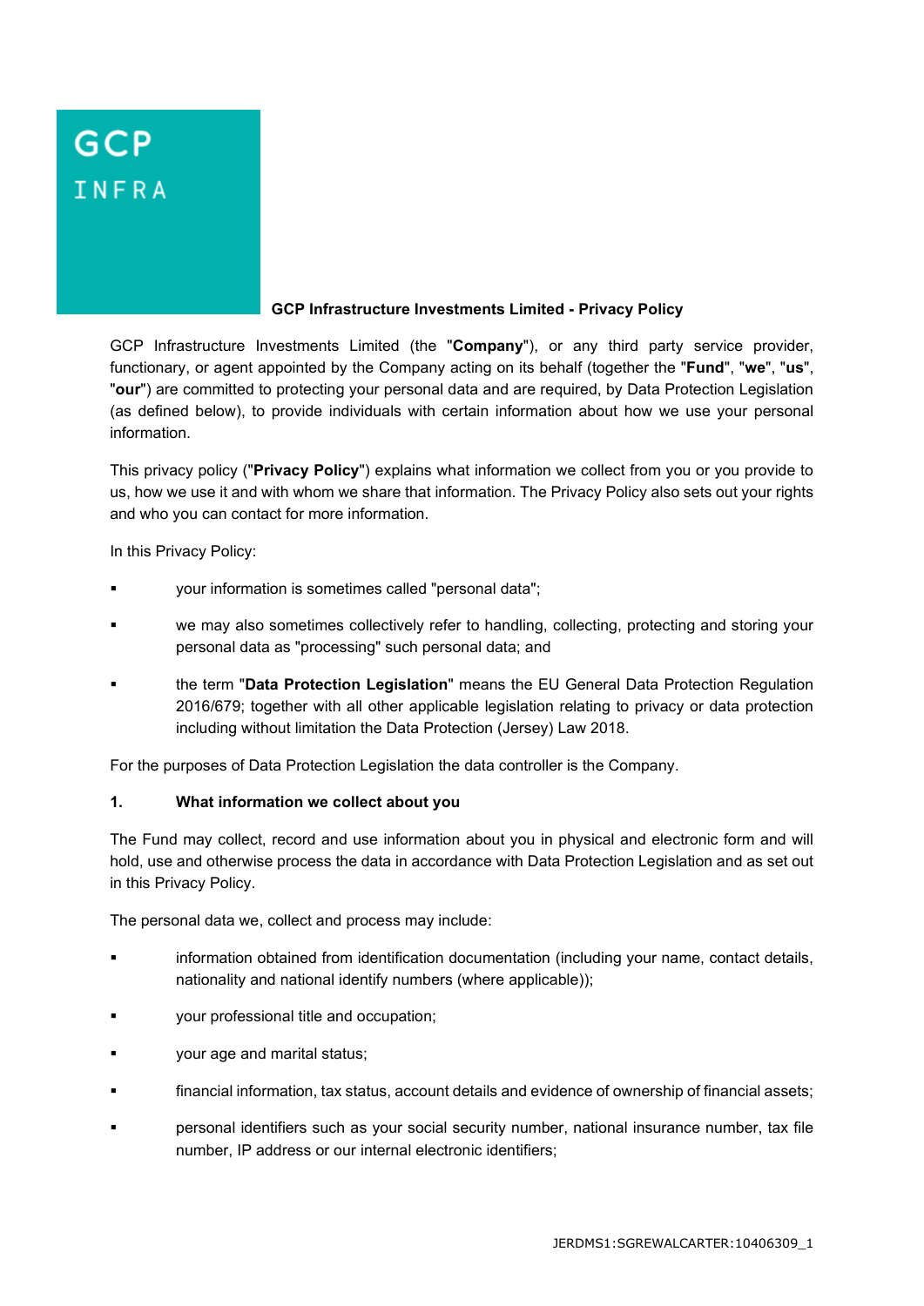GCP INFRA

# GCP Infrastructure Investments Limited - Privacy Policy

GCP Infrastructure Investments Limited (the "**Company**"), or any third party service provider, functionary, or agent appointed by the Company acting on its behalf (together the "**Fund**", "**we**", "**us**", "**our**") are committed to protecting your personal data and are required, by Data Protection Legislation (as defined below), to provide individuals with certain information about how we use your personal information.

This privacy policy ("**Privacy Policy**") explains what information we collect from you or you provide to us, how we use it and with whom we share that information. The Privacy Policy also sets out your rights and who you can contact for more information.

In this Privacy Policy:

- your information is sometimes called "personal data";
- we may also sometimes collectively refer to handling, collecting, protecting and storing your personal data as "processing" such personal data; and
- the term "**Data Protection Legislation**" means the EU General Data Protection Regulation 2016/679; together with all other applicable legislation relating to privacy or data protection including without limitation the Data Protection (Jersey) Law 2018.

For the purposes of Data Protection Legislation the data controller is the Company.

## 1. What information we collect about you

The Fund may collect, record and use information about you in physical and electronic form and will hold, use and otherwise process the data in accordance with Data Protection Legislation and as set out in this Privacy Policy.

The personal data we, collect and process may include:

- information obtained from identification documentation (including your name, contact details, nationality and national identify numbers (where applicable));
- your professional title and occupation;
- your age and marital status;
- financial information, tax status, account details and evidence of ownership of financial assets;
- personal identifiers such as your social security number, national insurance number, tax file number, IP address or our internal electronic identifiers;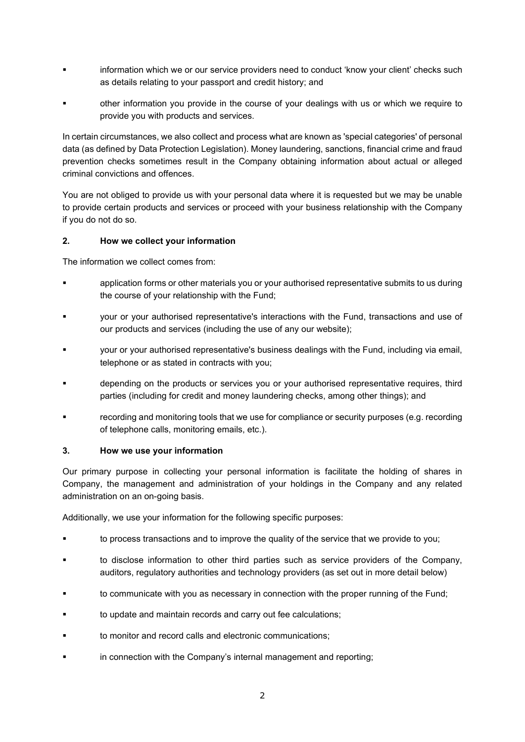- information which we or our service providers need to conduct 'know your client' checks such as details relating to your passport and credit history; and
- other information you provide in the course of your dealings with us or which we require to provide you with products and services.

In certain circumstances, we also collect and process what are known as 'special categories' of personal data (as defined by Data Protection Legislation). Money laundering, sanctions, financial crime and fraud prevention checks sometimes result in the Company obtaining information about actual or alleged criminal convictions and offences.

You are not obliged to provide us with your personal data where it is requested but we may be unable to provide certain products and services or proceed with your business relationship with the Company if you do not do so.

## 2. How we collect your information

The information we collect comes from:

- application forms or other materials you or your authorised representative submits to us during the course of your relationship with the Fund;
- your or your authorised representative's interactions with the Fund, transactions and use of our products and services (including the use of any our website);
- your or your authorised representative's business dealings with the Fund, including via email, telephone or as stated in contracts with you;
- depending on the products or services you or your authorised representative requires, third parties (including for credit and money laundering checks, among other things); and
- recording and monitoring tools that we use for compliance or security purposes (e.g. recording of telephone calls, monitoring emails, etc.).

## 3. How we use your information

Our primary purpose in collecting your personal information is facilitate the holding of shares in Company, the management and administration of your holdings in the Company and any related administration on an on-going basis.

Additionally, we use your information for the following specific purposes:

- to process transactions and to improve the quality of the service that we provide to you;
- to disclose information to other third parties such as service providers of the Company, auditors, regulatory authorities and technology providers (as set out in more detail below)
- to communicate with you as necessary in connection with the proper running of the Fund;
- to update and maintain records and carry out fee calculations;
- to monitor and record calls and electronic communications;
- in connection with the Company's internal management and reporting;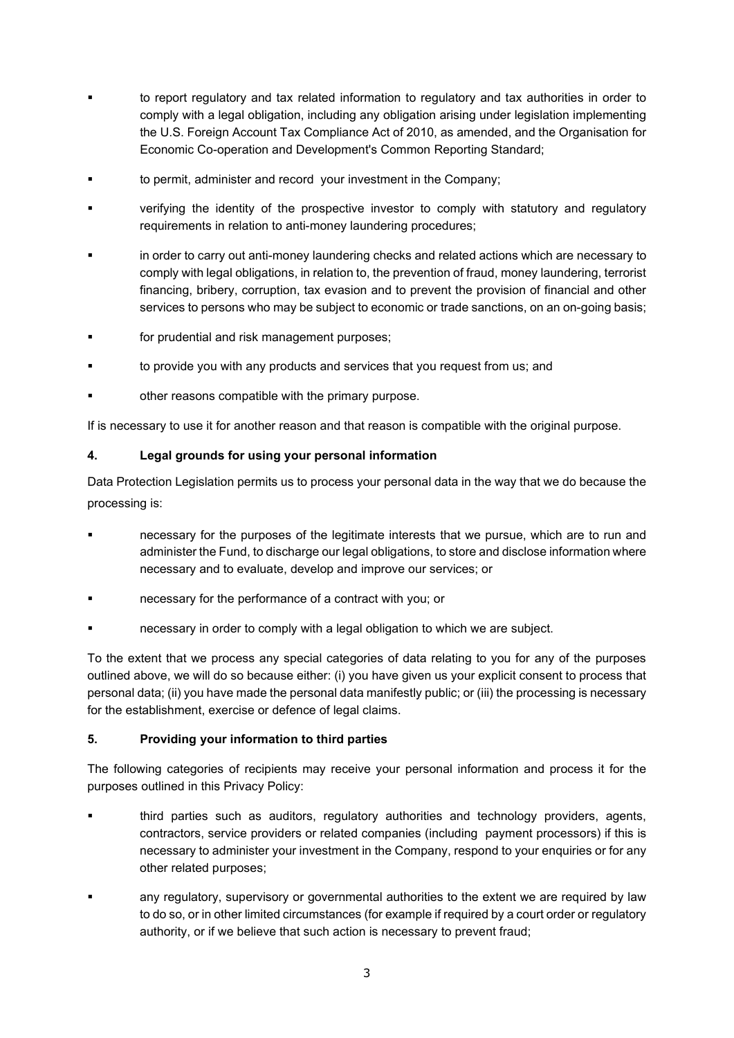- to report regulatory and tax related information to regulatory and tax authorities in order to comply with a legal obligation, including any obligation arising under legislation implementing the U.S. Foreign Account Tax Compliance Act of 2010, as amended, and the Organisation for Economic Co-operation and Development's Common Reporting Standard;
- to permit, administer and record your investment in the Company;
- verifying the identity of the prospective investor to comply with statutory and regulatory requirements in relation to anti-money laundering procedures;
- in order to carry out anti-money laundering checks and related actions which are necessary to comply with legal obligations, in relation to, the prevention of fraud, money laundering, terrorist financing, bribery, corruption, tax evasion and to prevent the provision of financial and other services to persons who may be subject to economic or trade sanctions, on an on-going basis;
- for prudential and risk management purposes;
- to provide you with any products and services that you request from us; and
- other reasons compatible with the primary purpose.

If is necessary to use it for another reason and that reason is compatible with the original purpose.

## 4. Legal grounds for using your personal information

Data Protection Legislation permits us to process your personal data in the way that we do because the processing is:

- necessary for the purposes of the legitimate interests that we pursue, which are to run and administer the Fund, to discharge our legal obligations, to store and disclose information where necessary and to evaluate, develop and improve our services; or
- necessary for the performance of a contract with you; or
- necessary in order to comply with a legal obligation to which we are subject.

To the extent that we process any special categories of data relating to you for any of the purposes outlined above, we will do so because either: (i) you have given us your explicit consent to process that personal data; (ii) you have made the personal data manifestly public; or (iii) the processing is necessary for the establishment, exercise or defence of legal claims.

## 5. Providing your information to third parties

The following categories of recipients may receive your personal information and process it for the purposes outlined in this Privacy Policy:

- third parties such as auditors, regulatory authorities and technology providers, agents, contractors, service providers or related companies (including payment processors) if this is necessary to administer your investment in the Company, respond to your enquiries or for any other related purposes;
- any regulatory, supervisory or governmental authorities to the extent we are required by law to do so, or in other limited circumstances (for example if required by a court order or regulatory authority, or if we believe that such action is necessary to prevent fraud;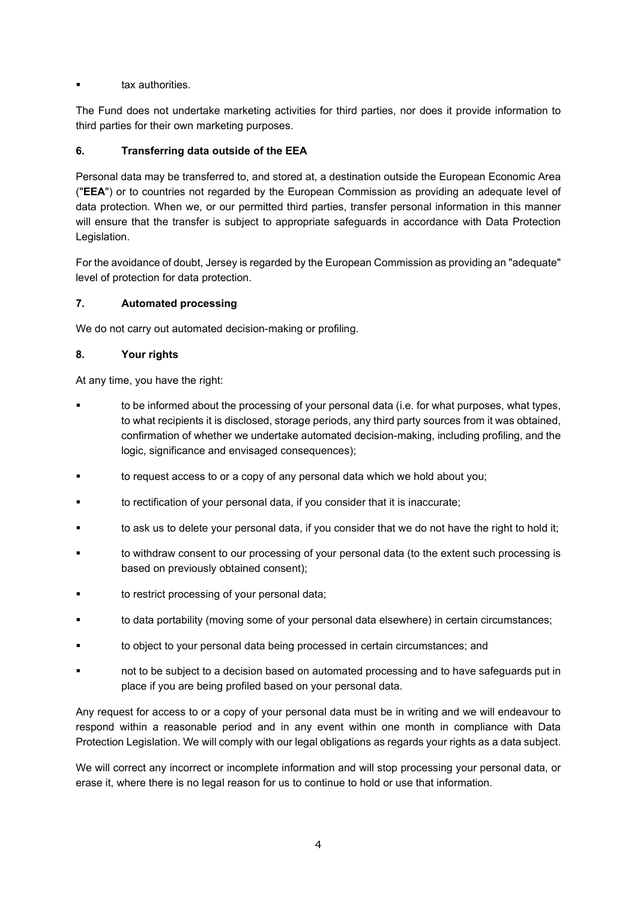- tax authorities.

The Fund does not undertake marketing activities for third parties, nor does it provide information to third parties for their own marketing purposes.

## 6. Transferring data outside of the EEA

Personal data may be transferred to, and stored at, a destination outside the European Economic Area ("**EEA**") or to countries not regarded by the European Commission as providing an adequate level of data protection. When we, or our permitted third parties, transfer personal information in this manner will ensure that the transfer is subject to appropriate safeguards in accordance with Data Protection Legislation.

For the avoidance of doubt, Jersey is regarded by the European Commission as providing an "adequate" level of protection for data protection.

## 7. Automated processing

We do not carry out automated decision-making or profiling.

## 8. Your rights

At any time, you have the right:

- to be informed about the processing of your personal data (i.e. for what purposes, what types, to what recipients it is disclosed, storage periods, any third party sources from it was obtained, confirmation of whether we undertake automated decision-making, including profiling, and the logic, significance and envisaged consequences);
- to request access to or a copy of any personal data which we hold about you;
- to rectification of your personal data, if you consider that it is inaccurate;
- to ask us to delete your personal data, if you consider that we do not have the right to hold it;
- to withdraw consent to our processing of your personal data (to the extent such processing is based on previously obtained consent);
- to restrict processing of your personal data;
- to data portability (moving some of your personal data elsewhere) in certain circumstances;
- to object to your personal data being processed in certain circumstances; and
- not to be subject to a decision based on automated processing and to have safeguards put in place if you are being profiled based on your personal data.

Any request for access to or a copy of your personal data must be in writing and we will endeavour to respond within a reasonable period and in any event within one month in compliance with Data Protection Legislation. We will comply with our legal obligations as regards your rights as a data subject.

We will correct any incorrect or incomplete information and will stop processing your personal data, or erase it, where there is no legal reason for us to continue to hold or use that information.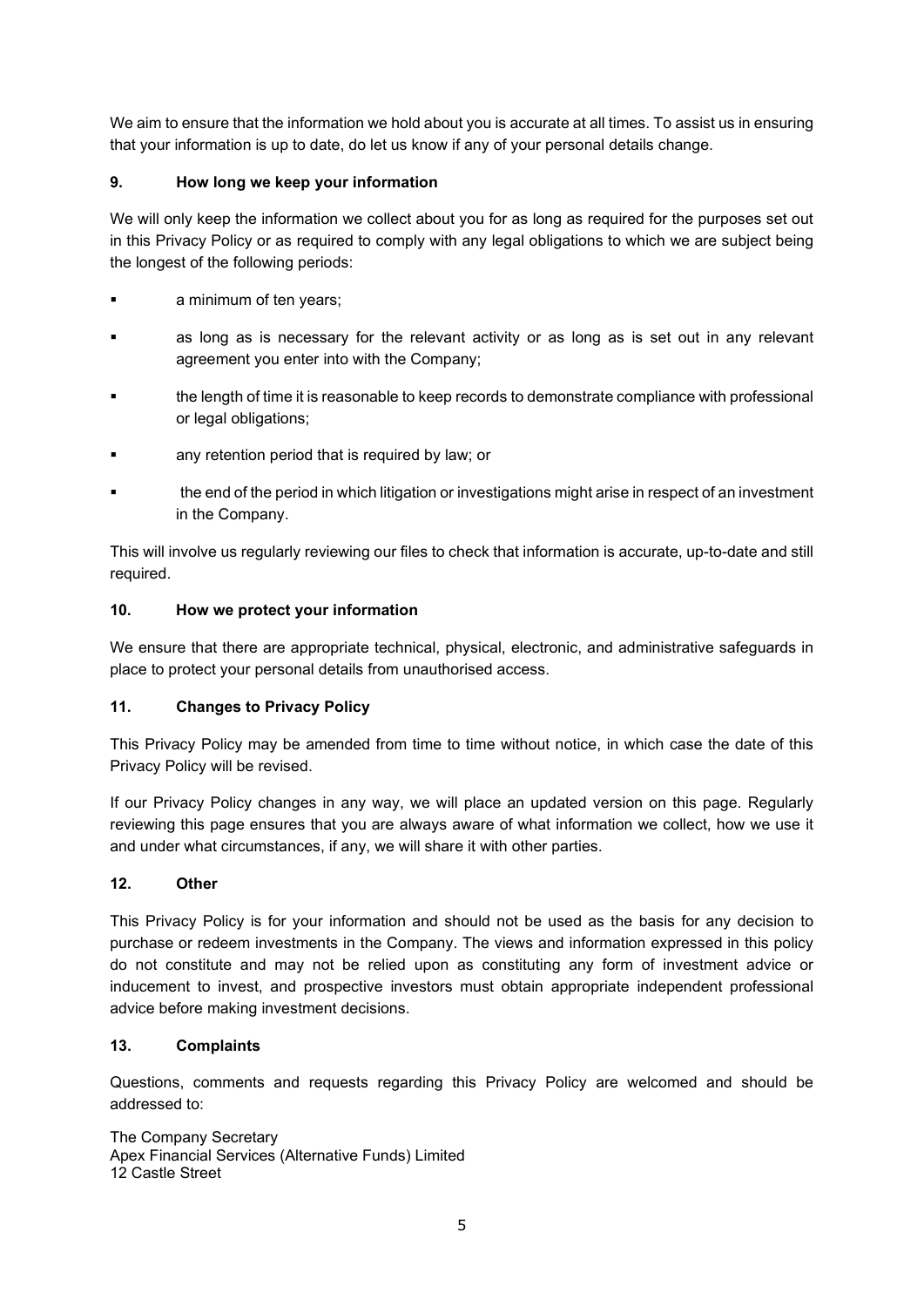We aim to ensure that the information we hold about you is accurate at all times. To assist us in ensuring that your information is up to date, do let us know if any of your personal details change.

## 9. How long we keep your information

We will only keep the information we collect about you for as long as required for the purposes set out in this Privacy Policy or as required to comply with any legal obligations to which we are subject being the longest of the following periods:

- a minimum of ten years;
- as long as is necessary for the relevant activity or as long as is set out in any relevant agreement you enter into with the Company;
- the length of time it is reasonable to keep records to demonstrate compliance with professional or legal obligations;
- any retention period that is required by law; or
- the end of the period in which litigation or investigations might arise in respect of an investment in the Company.

This will involve us regularly reviewing our files to check that information is accurate, up-to-date and still required.

## 10. How we protect your information

We ensure that there are appropriate technical, physical, electronic, and administrative safeguards in place to protect your personal details from unauthorised access.

## 11. Changes to Privacy Policy

This Privacy Policy may be amended from time to time without notice, in which case the date of this Privacy Policy will be revised.

If our Privacy Policy changes in any way, we will place an updated version on this page. Regularly reviewing this page ensures that you are always aware of what information we collect, how we use it and under what circumstances, if any, we will share it with other parties.

## 12. Other

This Privacy Policy is for your information and should not be used as the basis for any decision to purchase or redeem investments in the Company. The views and information expressed in this policy do not constitute and may not be relied upon as constituting any form of investment advice or inducement to invest, and prospective investors must obtain appropriate independent professional advice before making investment decisions.

## 13. Complaints

Questions, comments and requests regarding this Privacy Policy are welcomed and should be addressed to:

The Company Secretary
Apex Financial Services (Alternative Funds) Limited
12 Castle Street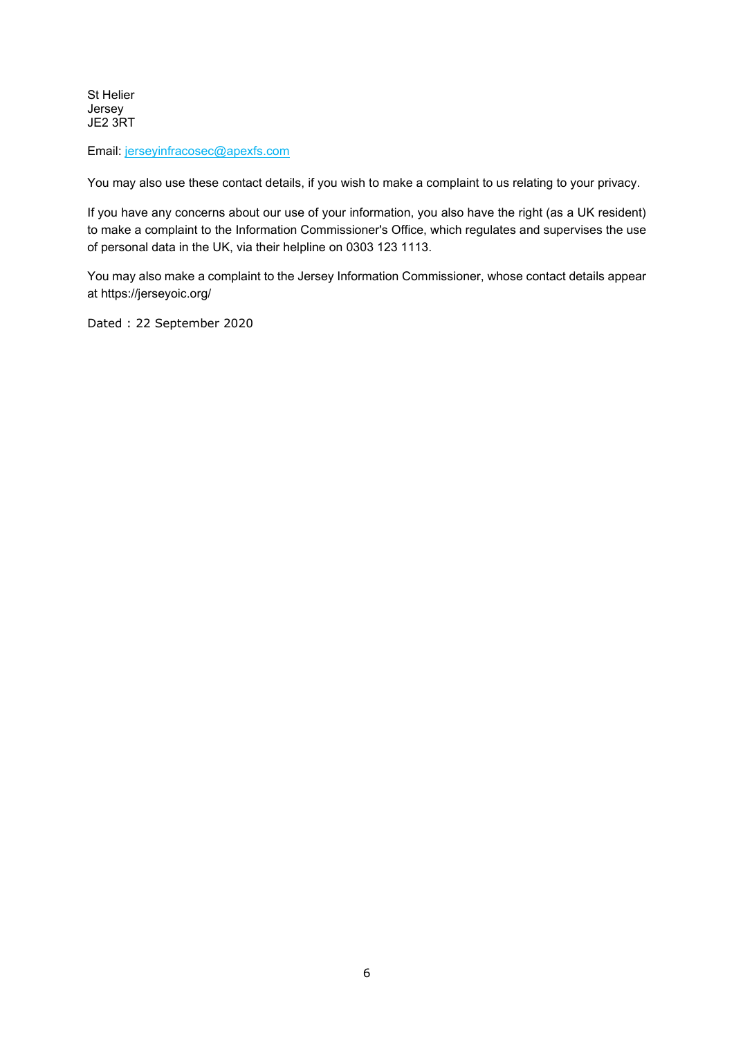St Helier
Jersey
JE2 3RT

Email: jerseyinfracosec@apexfs.com

You may also use these contact details, if you wish to make a complaint to us relating to your privacy.

If you have any concerns about our use of your information, you also have the right (as a UK resident) to make a complaint to the Information Commissioner's Office, which regulates and supervises the use of personal data in the UK, via their helpline on 0303 123 1113.

You may also make a complaint to the Jersey Information Commissioner, whose contact details appear at https://jerseyoic.org/

Dated : 22 September 2020